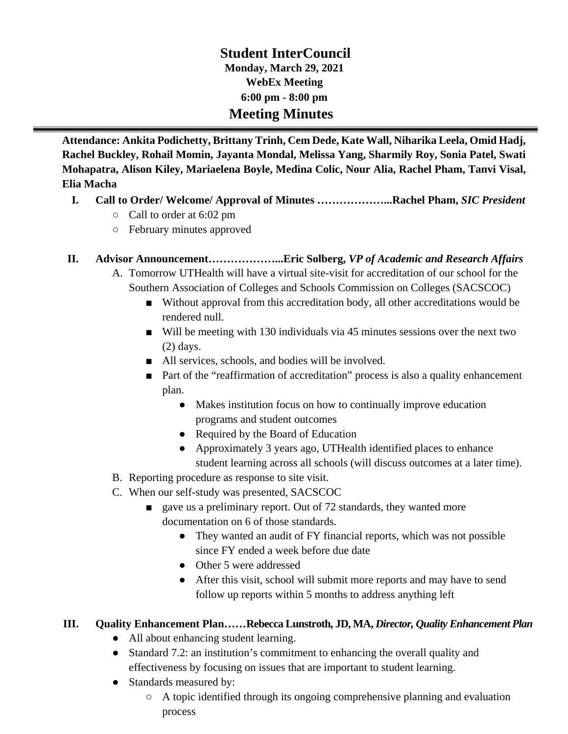# Student InterCouncil

**Monday, March 29, 2021**

**WebEx Meeting**

**6:00 pm - 8:00 pm**

## Meeting Minutes

**Attendance: Ankita Podichetty, Brittany Trinh, Cem Dede, Kate Wall, Niharika Leela, Omid Hadj, Rachel Buckley, Rohail Momin, Jayanta Mondal, Melissa Yang, Sharmily Roy, Sonia Patel, Swati Mohapatra, Alison Kiley, Mariaelena Boyle, Medina Colic, Nour Alia, Rachel Pham, Tanvi Visal, Elia Macha**

**I. Call to Order/ Welcome/ Approval of Minutes ………………...Rachel Pham,** ***SIC President***

- Call to order at 6:02 pm
- February minutes approved

**II. Advisor Announcement………………...Eric Solberg,** ***VP of Academic and Research Affairs***

A. Tomorrow UTHealth will have a virtual site-visit for accreditation of our school for the Southern Association of Colleges and Schools Commission on Colleges (SACSCOC)
   - Without approval from this accreditation body, all other accreditations would be rendered null.
   - Will be meeting with 130 individuals via 45 minutes sessions over the next two (2) days.
   - All services, schools, and bodies will be involved.
   - Part of the "reaffirmation of accreditation" process is also a quality enhancement plan.
     - Makes institution focus on how to continually improve education programs and student outcomes
     - Required by the Board of Education
     - Approximately 3 years ago, UTHealth identified places to enhance student learning across all schools (will discuss outcomes at a later time).

B. Reporting procedure as response to site visit.

C. When our self-study was presented, SACSCOC
   - gave us a preliminary report. Out of 72 standards, they wanted more documentation on 6 of those standards.
     - They wanted an audit of FY financial reports, which was not possible since FY ended a week before due date
     - Other 5 were addressed
     - After this visit, school will submit more reports and may have to send follow up reports within 5 months to address anything left

**III. Quality Enhancement Plan……Rebecca Lunstroth, JD, MA,** ***Director, Quality Enhancement Plan***

- All about enhancing student learning.
- Standard 7.2: an institution's commitment to enhancing the overall quality and effectiveness by focusing on issues that are important to student learning.
- Standards measured by:
  - A topic identified through its ongoing comprehensive planning and evaluation process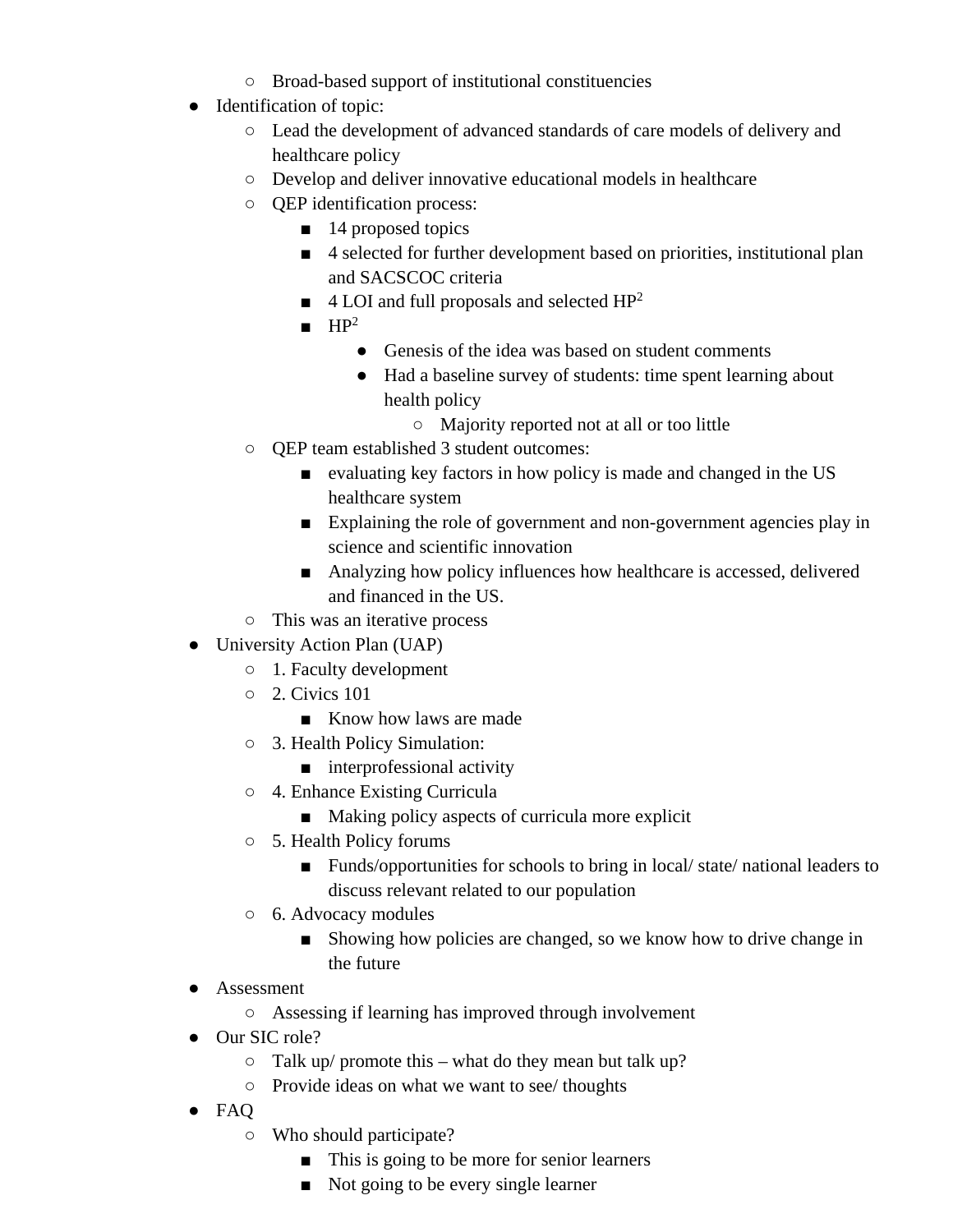- Broad-based support of institutional constituencies
- Identification of topic:
    - Lead the development of advanced standards of care models of delivery and healthcare policy
    - Develop and deliver innovative educational models in healthcare
    - QEP identification process:
        - 14 proposed topics
        - 4 selected for further development based on priorities, institutional plan and SACSCOC criteria
        - 4 LOI and full proposals and selected $HP^2$
        - $HP^2$
            - Genesis of the idea was based on student comments
            - Had a baseline survey of students: time spent learning about health policy
                - Majority reported not at all or too little
    - QEP team established 3 student outcomes:
        - evaluating key factors in how policy is made and changed in the US healthcare system
        - Explaining the role of government and non-government agencies play in science and scientific innovation
        - Analyzing how policy influences how healthcare is accessed, delivered and financed in the US.
    - This was an iterative process
- University Action Plan (UAP)
    - 1. Faculty development
    - 2. Civics 101
        - Know how laws are made
    - 3. Health Policy Simulation:
        - interprofessional activity
    - 4. Enhance Existing Curricula
        - Making policy aspects of curricula more explicit
    - 5. Health Policy forums
        - Funds/opportunities for schools to bring in local/ state/ national leaders to discuss relevant related to our population
    - 6. Advocacy modules
        - Showing how policies are changed, so we know how to drive change in the future
- Assessment
    - Assessing if learning has improved through involvement
- Our SIC role?
    - Talk up/ promote this – what do they mean but talk up?
    - Provide ideas on what we want to see/ thoughts
- FAQ
    - Who should participate?
        - This is going to be more for senior learners
        - Not going to be every single learner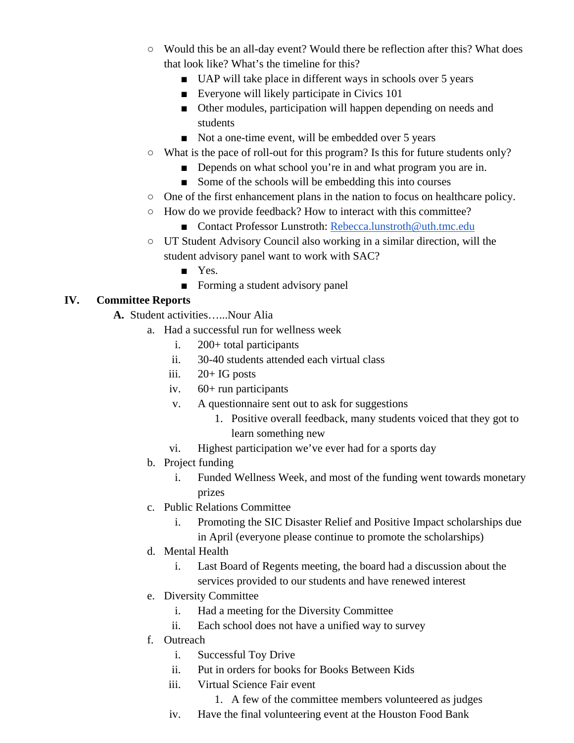- Would this be an all-day event? Would there be reflection after this? What does that look like? What's the timeline for this?
    - UAP will take place in different ways in schools over 5 years
    - Everyone will likely participate in Civics 101
    - Other modules, participation will happen depending on needs and students
    - Not a one-time event, will be embedded over 5 years
- What is the pace of roll-out for this program? Is this for future students only?
    - Depends on what school you're in and what program you are in.
    - Some of the schools will be embedding this into courses
- One of the first enhancement plans in the nation to focus on healthcare policy.
- How do we provide feedback? How to interact with this committee?
    - Contact Professor Lunstroth: [Rebecca.lunstroth@uth.tmc.edu](mailto:Rebecca.lunstroth@uth.tmc.edu)
- UT Student Advisory Council also working in a similar direction, will the student advisory panel want to work with SAC?
    - Yes.
    - Forming a student advisory panel

**IV. Committee Reports**

**A.** Student activities…...Nour Alia

a. Had a successful run for wellness week
   i. 200+ total participants
   ii. 30-40 students attended each virtual class
   iii. 20+ IG posts
   iv. 60+ run participants
   v. A questionnaire sent out to ask for suggestions
      1. Positive overall feedback, many students voiced that they got to learn something new
   vi. Highest participation we've ever had for a sports day

b. Project funding
   i. Funded Wellness Week, and most of the funding went towards monetary prizes

c. Public Relations Committee
   i. Promoting the SIC Disaster Relief and Positive Impact scholarships due in April (everyone please continue to promote the scholarships)

d. Mental Health
   i. Last Board of Regents meeting, the board had a discussion about the services provided to our students and have renewed interest

e. Diversity Committee
   i. Had a meeting for the Diversity Committee
   ii. Each school does not have a unified way to survey

f. Outreach
   i. Successful Toy Drive
   ii. Put in orders for books for Books Between Kids
   iii. Virtual Science Fair event
      1. A few of the committee members volunteered as judges
   iv. Have the final volunteering event at the Houston Food Bank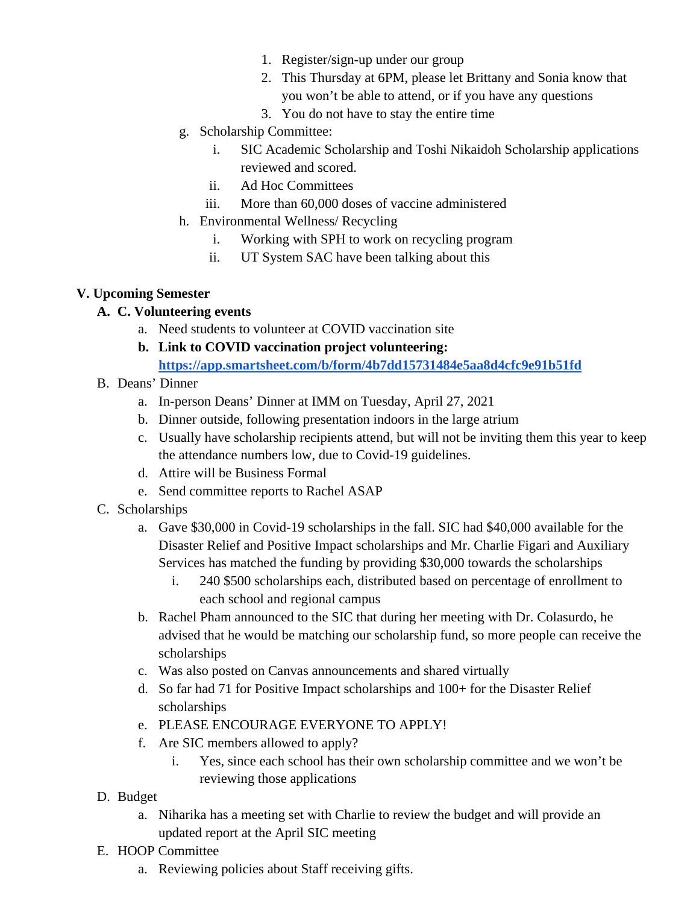1. Register/sign-up under our group
2. This Thursday at 6PM, please let Brittany and Sonia know that you won't be able to attend, or if you have any questions
3. You do not have to stay the entire time

g. Scholarship Committee:
   - i. SIC Academic Scholarship and Toshi Nikaidoh Scholarship applications reviewed and scored.
   - ii. Ad Hoc Committees
   - iii. More than 60,000 doses of vaccine administered

h. Environmental Wellness/ Recycling
   - i. Working with SPH to work on recycling program
   - ii. UT System SAC have been talking about this

**V. Upcoming Semester**

**A. C. Volunteering events**

a. Need students to volunteer at COVID vaccination site

**b. Link to COVID vaccination project volunteering: [https://app.smartsheet.com/b/form/4b7dd15731484e5aa8d4cfc9e91b51fd](https://app.smartsheet.com/b/form/4b7dd15731484e5aa8d4cfc9e91b51fd)**

B. Deans' Dinner

a. In-person Deans' Dinner at IMM on Tuesday, April 27, 2021

b. Dinner outside, following presentation indoors in the large atrium

c. Usually have scholarship recipients attend, but will not be inviting them this year to keep the attendance numbers low, due to Covid-19 guidelines.

d. Attire will be Business Formal

e. Send committee reports to Rachel ASAP

C. Scholarships

a. Gave $30,000 in Covid-19 scholarships in the fall. SIC had $40,000 available for the Disaster Relief and Positive Impact scholarships and Mr. Charlie Figari and Auxiliary Services has matched the funding by providing $30,000 towards the scholarships
   - i. 240 $500 scholarships each, distributed based on percentage of enrollment to each school and regional campus

b. Rachel Pham announced to the SIC that during her meeting with Dr. Colasurdo, he advised that he would be matching our scholarship fund, so more people can receive the scholarships

c. Was also posted on Canvas announcements and shared virtually

d. So far had 71 for Positive Impact scholarships and 100+ for the Disaster Relief scholarships

e. PLEASE ENCOURAGE EVERYONE TO APPLY!

f. Are SIC members allowed to apply?
   - i. Yes, since each school has their own scholarship committee and we won't be reviewing those applications

D. Budget

a. Niharika has a meeting set with Charlie to review the budget and will provide an updated report at the April SIC meeting

E. HOOP Committee

a. Reviewing policies about Staff receiving gifts.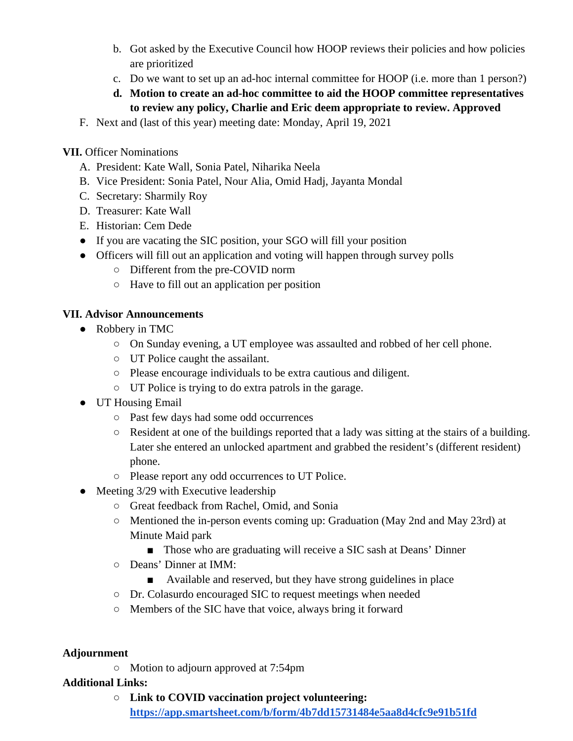b. Got asked by the Executive Council how HOOP reviews their policies and how policies are prioritized
c. Do we want to set up an ad-hoc internal committee for HOOP (i.e. more than 1 person?)
d. **Motion to create an ad-hoc committee to aid the HOOP committee representatives to review any policy, Charlie and Eric deem appropriate to review. Approved**

F. Next and (last of this year) meeting date: Monday, April 19, 2021

**VII.** Officer Nominations

A. President: Kate Wall, Sonia Patel, Niharika Neela
B. Vice President: Sonia Patel, Nour Alia, Omid Hadj, Jayanta Mondal
C. Secretary: Sharmily Roy
D. Treasurer: Kate Wall
E. Historian: Cem Dede

- If you are vacating the SIC position, your SGO will fill your position
- Officers will fill out an application and voting will happen through survey polls
  - Different from the pre-COVID norm
  - Have to fill out an application per position

**VII. Advisor Announcements**

- Robbery in TMC
  - On Sunday evening, a UT employee was assaulted and robbed of her cell phone.
  - UT Police caught the assailant.
  - Please encourage individuals to be extra cautious and diligent.
  - UT Police is trying to do extra patrols in the garage.
- UT Housing Email
  - Past few days had some odd occurrences
  - Resident at one of the buildings reported that a lady was sitting at the stairs of a building. Later she entered an unlocked apartment and grabbed the resident's (different resident) phone.
  - Please report any odd occurrences to UT Police.
- Meeting 3/29 with Executive leadership
  - Great feedback from Rachel, Omid, and Sonia
  - Mentioned the in-person events coming up: Graduation (May 2nd and May 23rd) at Minute Maid park
    - Those who are graduating will receive a SIC sash at Deans' Dinner
  - Deans' Dinner at IMM:
    - Available and reserved, but they have strong guidelines in place
  - Dr. Colasurdo encouraged SIC to request meetings when needed
  - Members of the SIC have that voice, always bring it forward

**Adjournment**

- Motion to adjourn approved at 7:54pm

**Additional Links:**

- **Link to COVID vaccination project volunteering:** **https://app.smartsheet.com/b/form/4b7dd15731484e5aa8d4cfc9e91b51fd**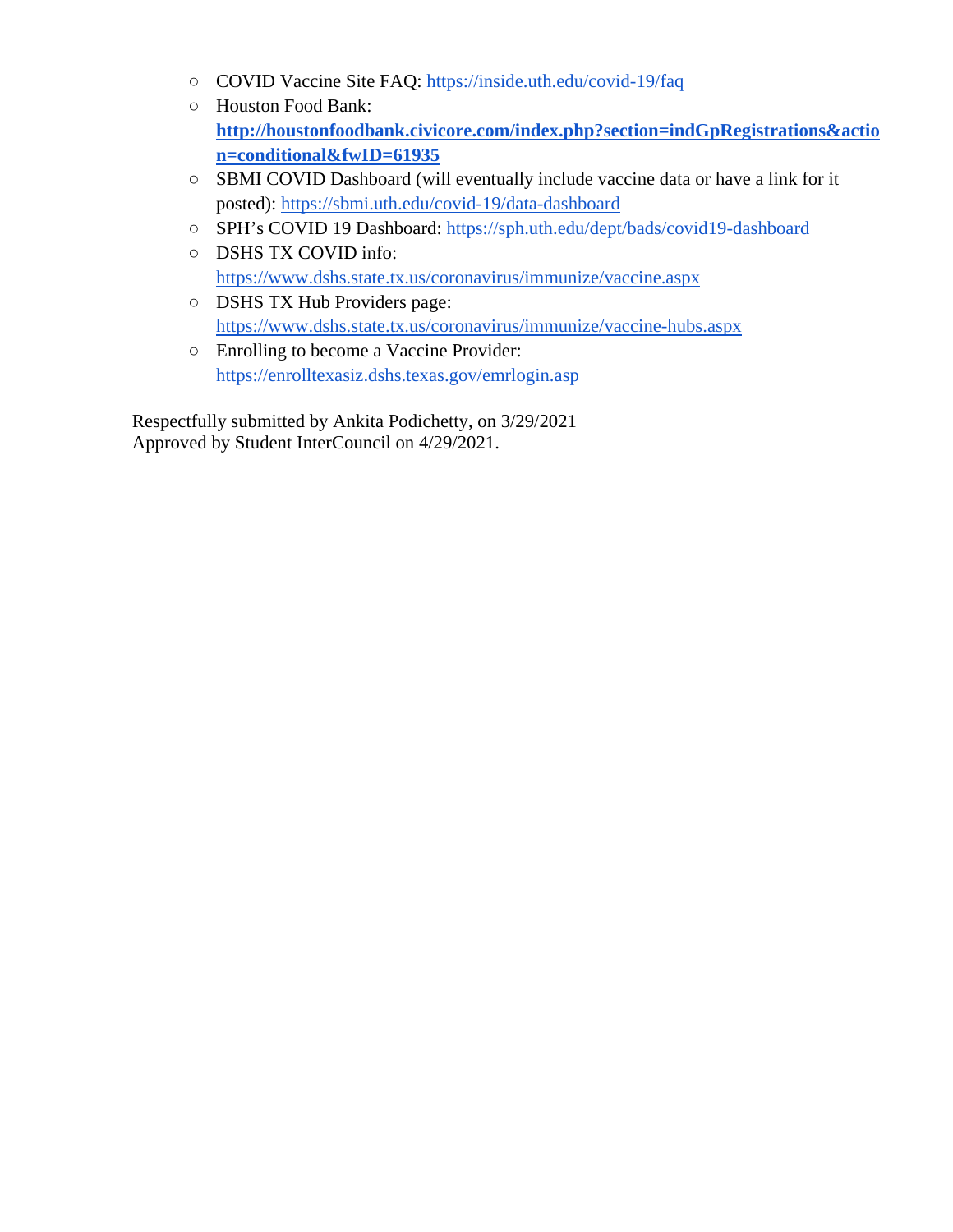- COVID Vaccine Site FAQ: https://inside.uth.edu/covid-19/faq
- Houston Food Bank: **http://houstonfoodbank.civicore.com/index.php?section=indGpRegistrations&action=conditional&fwID=61935**
- SBMI COVID Dashboard (will eventually include vaccine data or have a link for it posted): https://sbmi.uth.edu/covid-19/data-dashboard
- SPH's COVID 19 Dashboard: https://sph.uth.edu/dept/bads/covid19-dashboard
- DSHS TX COVID info: https://www.dshs.state.tx.us/coronavirus/immunize/vaccine.aspx
- DSHS TX Hub Providers page: https://www.dshs.state.tx.us/coronavirus/immunize/vaccine-hubs.aspx
- Enrolling to become a Vaccine Provider: https://enrolltexasiz.dshs.texas.gov/emrlogin.asp

Respectfully submitted by Ankita Podichetty, on 3/29/2021
Approved by Student InterCouncil on 4/29/2021.